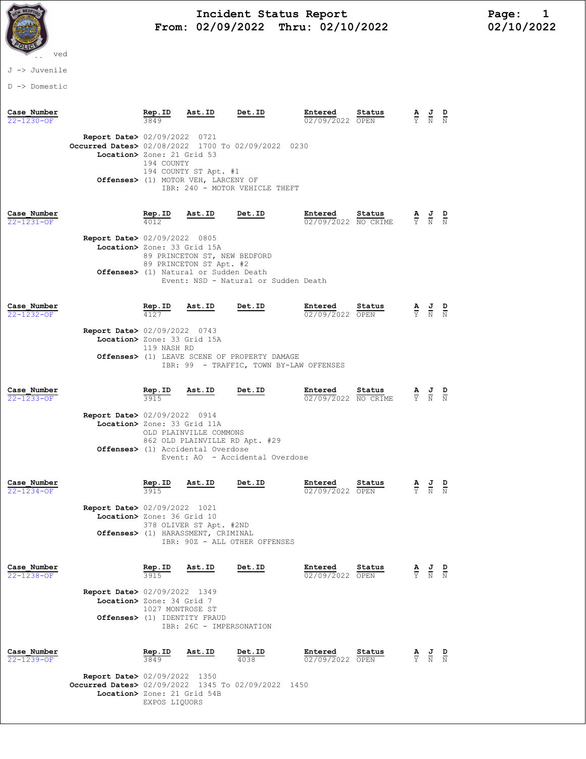# Incident Status Report
## From: 02/09/2022 Thru: 02/10/2022

02/10/2022

-- ved

J -> Juvenile

D -> Domestic

| Case_Number | Rep.ID | Ast.ID | Det.ID | Entered | Status | A | J | D |
|---|---|---|---|---|---|---|---|---|
| 22-1230-OF | 3849 | | | 02/09/2022 | OPEN | Y | N | N |

**Report Date>** 02/09/2022 0721
**Occurred Dates>** 02/08/2022 1700 To 02/09/2022 0230
**Location>** Zone: 21 Grid 53
194 COUNTY
194 COUNTY ST Apt. #1
**Offenses>** (1) MOTOR VEH, LARCENY OF
IBR: 240 - MOTOR VEHICLE THEFT

| Case_Number | Rep.ID | Ast.ID | Det.ID | Entered | Status | A | J | D |
|---|---|---|---|---|---|---|---|---|
| 22-1231-OF | 4012 | | | 02/09/2022 | NO CRIME | Y | N | N |

**Report Date>** 02/09/2022 0805
**Location>** Zone: 33 Grid 15A
89 PRINCETON ST, NEW BEDFORD
89 PRINCETON ST Apt. #2
**Offenses>** (1) Natural or Sudden Death
Event: NSD - Natural or Sudden Death

| Case_Number | Rep.ID | Ast.ID | Det.ID | Entered | Status | A | J | D |
|---|---|---|---|---|---|---|---|---|
| 22-1232-OF | 4127 | | | 02/09/2022 | OPEN | Y | N | N |

**Report Date>** 02/09/2022 0743
**Location>** Zone: 33 Grid 15A
119 NASH RD
**Offenses>** (1) LEAVE SCENE OF PROPERTY DAMAGE
IBR: 99 - TRAFFIC, TOWN BY-LAW OFFENSES

| Case_Number | Rep.ID | Ast.ID | Det.ID | Entered | Status | A | J | D |
|---|---|---|---|---|---|---|---|---|
| 22-1233-OF | 3915 | | | 02/09/2022 | NO CRIME | Y | N | N |

**Report Date>** 02/09/2022 0914
**Location>** Zone: 33 Grid 11A
OLD PLAINVILLE COMMONS
862 OLD PLAINVILLE RD Apt. #29
**Offenses>** (1) Accidental Overdose
Event: AO - Accidental Overdose

| Case_Number | Rep.ID | Ast.ID | Det.ID | Entered | Status | A | J | D |
|---|---|---|---|---|---|---|---|---|
| 22-1234-OF | 3915 | | | 02/09/2022 | OPEN | Y | N | N |

**Report Date>** 02/09/2022 1021
**Location>** Zone: 36 Grid 10
378 OLIVER ST Apt. #2ND
**Offenses>** (1) HARASSMENT, CRIMINAL
IBR: 90Z - ALL OTHER OFFENSES

| Case_Number | Rep.ID | Ast.ID | Det.ID | Entered | Status | A | J | D |
|---|---|---|---|---|---|---|---|---|
| 22-1238-OF | 3915 | | | 02/09/2022 | OPEN | Y | N | N |

**Report Date>** 02/09/2022 1349
**Location>** Zone: 34 Grid 7
1027 MONTROSE ST
**Offenses>** (1) IDENTITY FRAUD
IBR: 26C - IMPERSONATION

| Case_Number | Rep.ID | Ast.ID | Det.ID | Entered | Status | A | J | D |
|---|---|---|---|---|---|---|---|---|
| 22-1239-OF | 3849 | | 4038 | 02/09/2022 | OPEN | Y | N | N |

**Report Date>** 02/09/2022 1350
**Occurred Dates>** 02/09/2022 1345 To 02/09/2022 1450
**Location>** Zone: 21 Grid 54B
EXPOS LIQUORS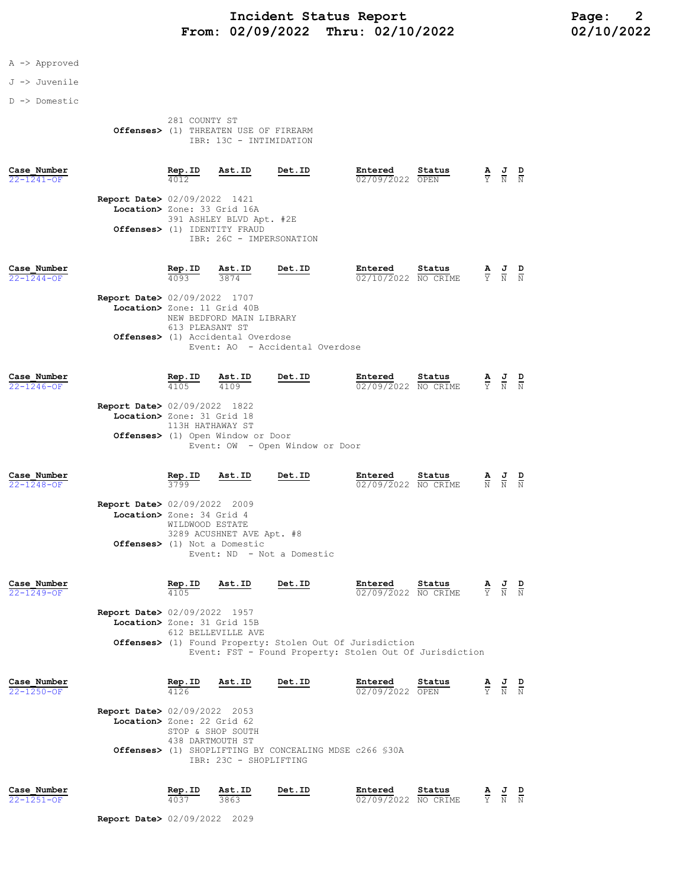A -> Approved

J -> Juvenile

D -> Domestic

281 COUNTY ST
**Offenses>** (1) THREATEN USE OF FIREARM
IBR: 13C - INTIMIDATION

| Case_Number | Rep.ID | Ast.ID | Det.ID | Entered | Status | A | J | D |
|---|---|---|---|---|---|---|---|---|
| 22-1241-OF | 4012 | | | 02/09/2022 | OPEN | Y | N | N |

**Report Date>** 02/09/2022 1421
**Location>** Zone: 33 Grid 16A
391 ASHLEY BLVD Apt. #2E
**Offenses>** (1) IDENTITY FRAUD
IBR: 26C - IMPERSONATION

| Case_Number | Rep.ID | Ast.ID | Det.ID | Entered | Status | A | J | D |
|---|---|---|---|---|---|---|---|---|
| 22-1244-OF | 4093 | 3874 | | 02/10/2022 | NO CRIME | Y | N | N |

**Report Date>** 02/09/2022 1707
**Location>** Zone: 11 Grid 40B
NEW BEDFORD MAIN LIBRARY
613 PLEASANT ST
**Offenses>** (1) Accidental Overdose
Event: AO - Accidental Overdose

| Case_Number | Rep.ID | Ast.ID | Det.ID | Entered | Status | A | J | D |
|---|---|---|---|---|---|---|---|---|
| 22-1246-OF | 4105 | 4109 | | 02/09/2022 | NO CRIME | Y | N | N |

**Report Date>** 02/09/2022 1822
**Location>** Zone: 31 Grid 18
113H HATHAWAY ST
**Offenses>** (1) Open Window or Door
Event: OW - Open Window or Door

| Case_Number | Rep.ID | Ast.ID | Det.ID | Entered | Status | A | J | D |
|---|---|---|---|---|---|---|---|---|
| 22-1248-OF | 3799 | | | 02/09/2022 | NO CRIME | N | N | N |

**Report Date>** 02/09/2022 2009
**Location>** Zone: 34 Grid 4
WILDWOOD ESTATE
3289 ACUSHNET AVE Apt. #8
**Offenses>** (1) Not a Domestic
Event: ND - Not a Domestic

| Case_Number | Rep.ID | Ast.ID | Det.ID | Entered | Status | A | J | D |
|---|---|---|---|---|---|---|---|---|
| 22-1249-OF | 4105 | | | 02/09/2022 | NO CRIME | Y | N | N |

**Report Date>** 02/09/2022 1957
**Location>** Zone: 31 Grid 15B
612 BELLEVILLE AVE
**Offenses>** (1) Found Property: Stolen Out Of Jurisdiction
Event: FST - Found Property: Stolen Out Of Jurisdiction

| Case_Number | Rep.ID | Ast.ID | Det.ID | Entered | Status | A | J | D |
|---|---|---|---|---|---|---|---|---|
| 22-1250-OF | 4126 | | | 02/09/2022 | OPEN | Y | N | N |

**Report Date>** 02/09/2022 2053
**Location>** Zone: 22 Grid 62
STOP & SHOP SOUTH
438 DARTMOUTH ST
**Offenses>** (1) SHOPLIFTING BY CONCEALING MDSE c266 §30A
IBR: 23C - SHOPLIFTING

| Case_Number | Rep.ID | Ast.ID | Det.ID | Entered | Status | A | J | D |
|---|---|---|---|---|---|---|---|---|
| 22-1251-OF | 4037 | 3863 | | 02/09/2022 | NO CRIME | Y | N | N |

**Report Date>** 02/09/2022 2029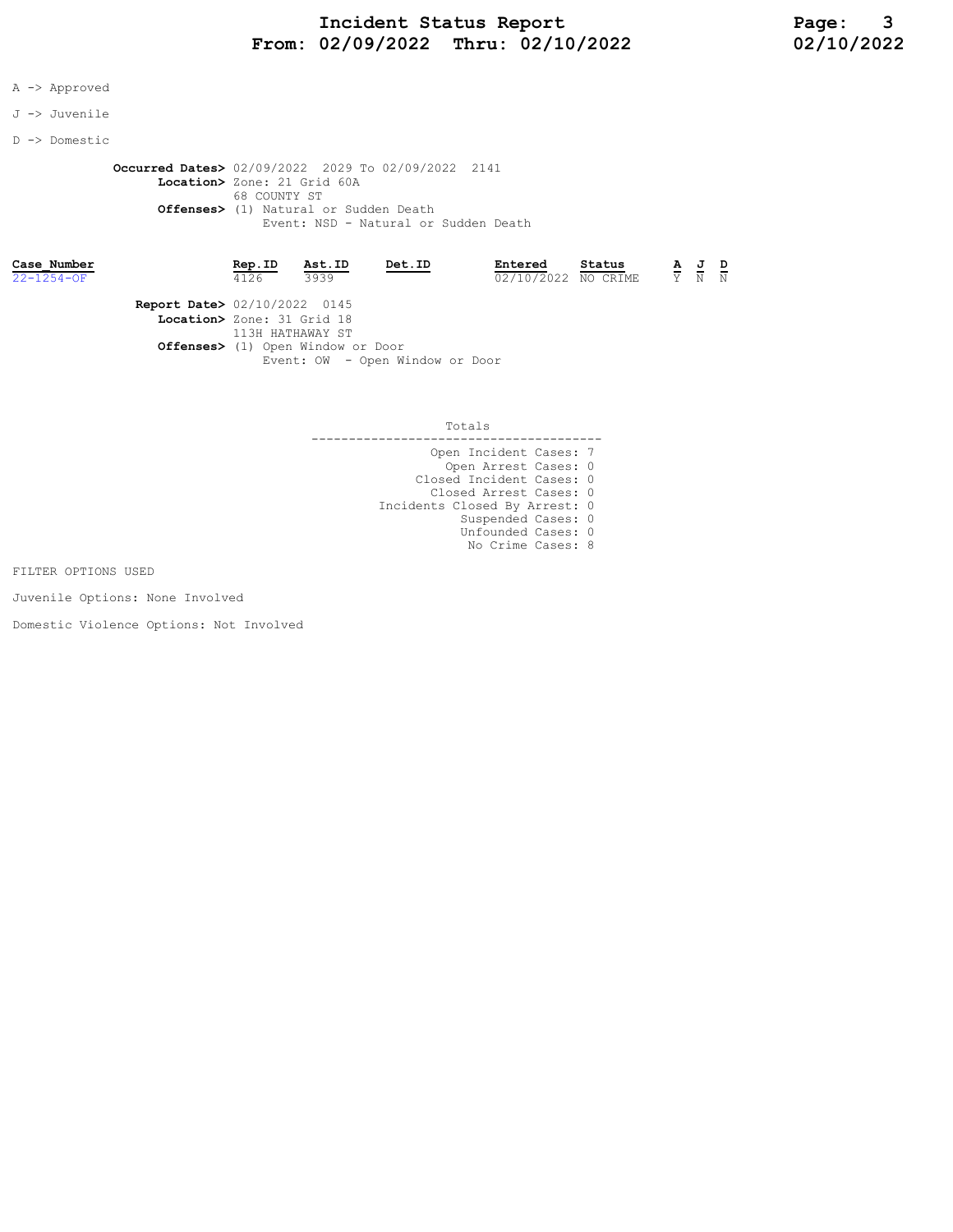A -> Approved

J -> Juvenile

D -> Domestic

**Occurred Dates>** 02/09/2022 2029 To 02/09/2022 2141
**Location>** Zone: 21 Grid 60A
68 COUNTY ST
**Offenses>** (1) Natural or Sudden Death
Event: NSD - Natural or Sudden Death

| Case_Number | Rep.ID | Ast.ID | Det.ID | Entered | Status | A | J | D |
|---|---|---|---|---|---|---|---|---|
| 22-1254-OF | 4126 | 3939 | | 02/10/2022 | NO CRIME | Y | N | N |

**Report Date>** 02/10/2022 0145
**Location>** Zone: 31 Grid 18
113H HATHAWAY ST
**Offenses>** (1) Open Window or Door
Event: OW - Open Window or Door

Totals

Open Incident Cases: 7
Open Arrest Cases: 0
Closed Incident Cases: 0
Closed Arrest Cases: 0
Incidents Closed By Arrest: 0
Suspended Cases: 0
Unfounded Cases: 0
No Crime Cases: 8

FILTER OPTIONS USED

Juvenile Options: None Involved

Domestic Violence Options: Not Involved